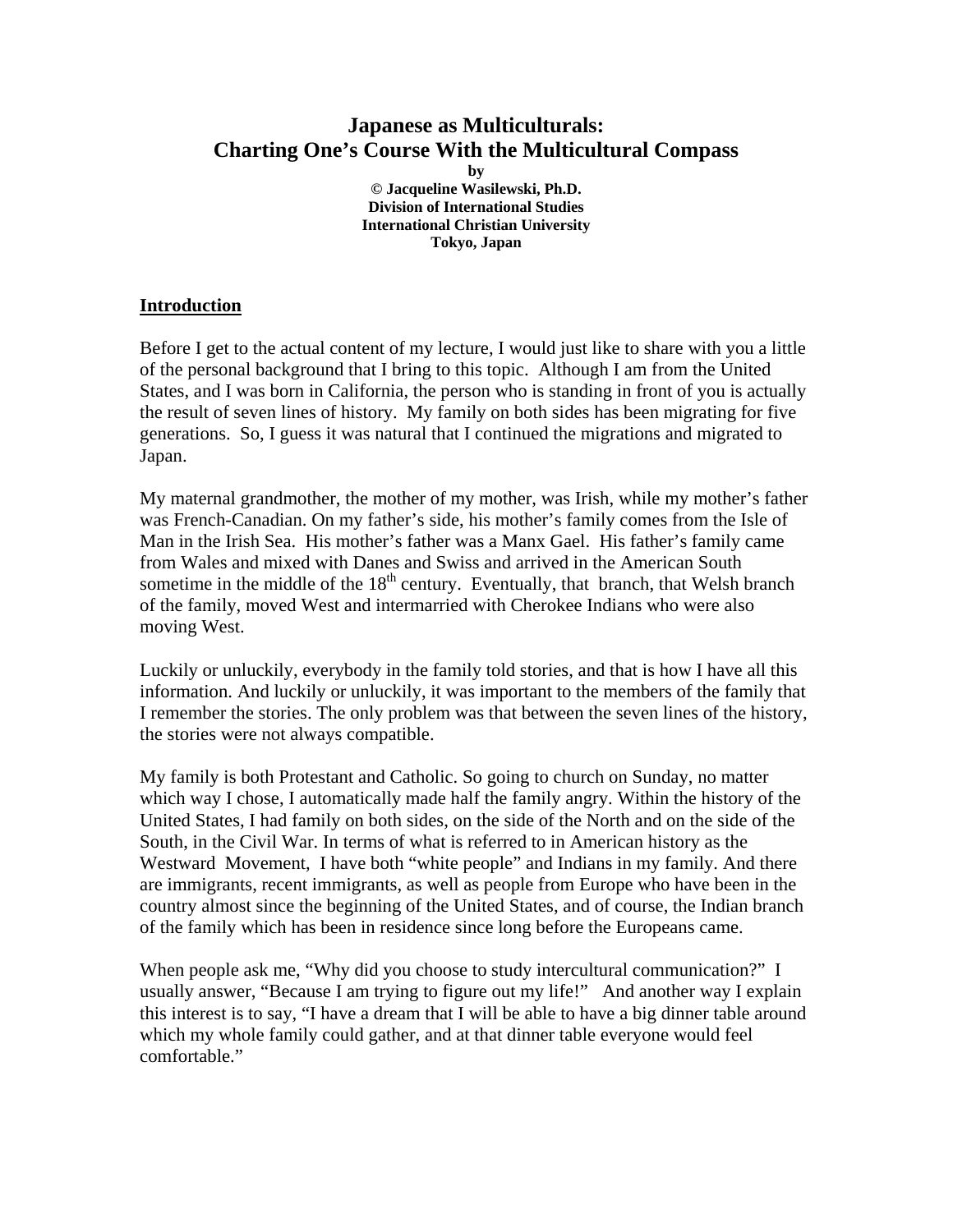# Japanese as Multiculturals:
# Charting One's Course With the Multicultural Compass

**by**

**© Jacqueline Wasilewski, Ph.D.**
**Division of International Studies**
**International Christian University**
**Tokyo, Japan**

## Introduction

Before I get to the actual content of my lecture, I would just like to share with you a little of the personal background that I bring to this topic. Although I am from the United States, and I was born in California, the person who is standing in front of you is actually the result of seven lines of history. My family on both sides has been migrating for five generations. So, I guess it was natural that I continued the migrations and migrated to Japan.

My maternal grandmother, the mother of my mother, was Irish, while my mother's father was French-Canadian. On my father's side, his mother's family comes from the Isle of Man in the Irish Sea. His mother's father was a Manx Gael. His father's family came from Wales and mixed with Danes and Swiss and arrived in the American South sometime in the middle of the 18th century. Eventually, that branch, that Welsh branch of the family, moved West and intermarried with Cherokee Indians who were also moving West.

Luckily or unluckily, everybody in the family told stories, and that is how I have all this information. And luckily or unluckily, it was important to the members of the family that I remember the stories. The only problem was that between the seven lines of the history, the stories were not always compatible.

My family is both Protestant and Catholic. So going to church on Sunday, no matter which way I chose, I automatically made half the family angry. Within the history of the United States, I had family on both sides, on the side of the North and on the side of the South, in the Civil War. In terms of what is referred to in American history as the Westward Movement, I have both "white people" and Indians in my family. And there are immigrants, recent immigrants, as well as people from Europe who have been in the country almost since the beginning of the United States, and of course, the Indian branch of the family which has been in residence since long before the Europeans came.

When people ask me, "Why did you choose to study intercultural communication?" I usually answer, "Because I am trying to figure out my life!" And another way I explain this interest is to say, "I have a dream that I will be able to have a big dinner table around which my whole family could gather, and at that dinner table everyone would feel comfortable."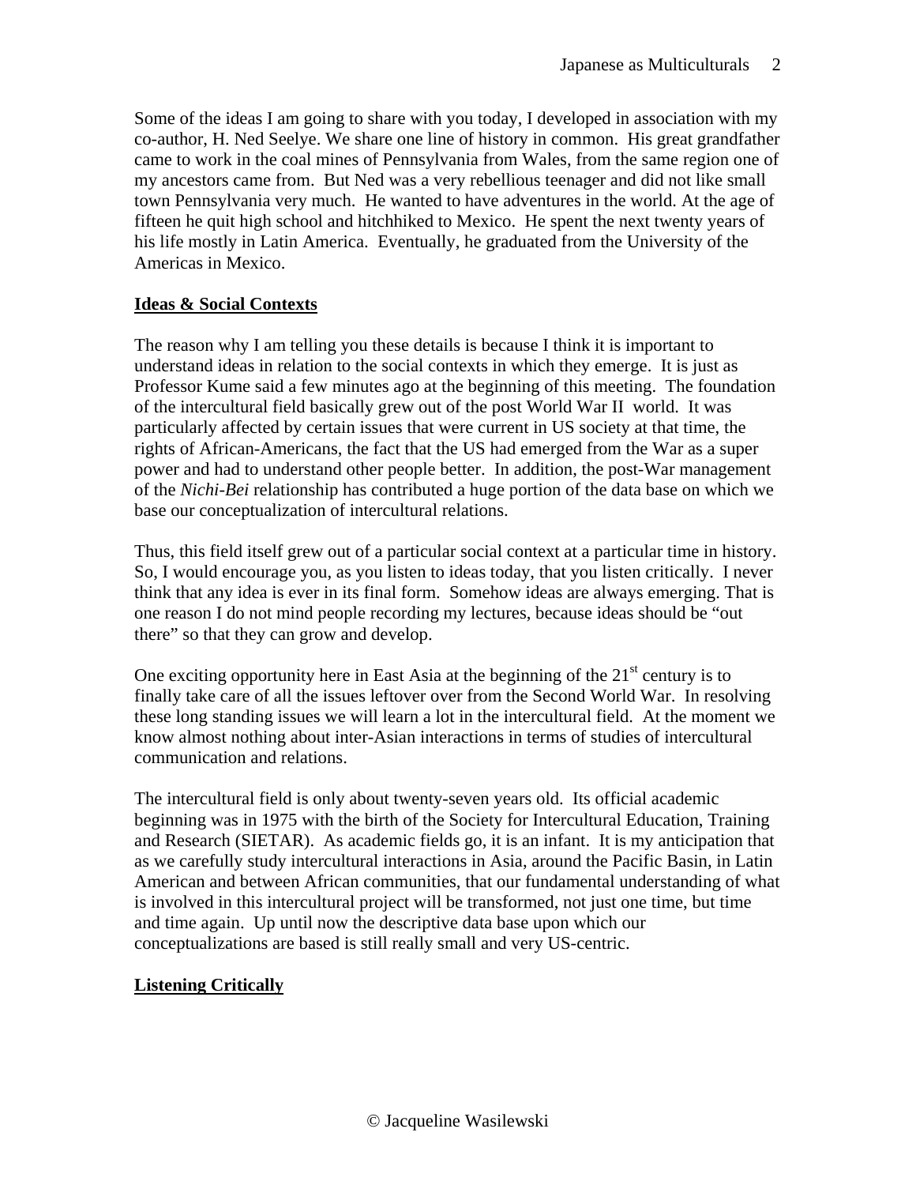Some of the ideas I am going to share with you today, I developed in association with my co-author, H. Ned Seelye. We share one line of history in common. His great grandfather came to work in the coal mines of Pennsylvania from Wales, from the same region one of my ancestors came from. But Ned was a very rebellious teenager and did not like small town Pennsylvania very much. He wanted to have adventures in the world. At the age of fifteen he quit high school and hitchhiked to Mexico. He spent the next twenty years of his life mostly in Latin America. Eventually, he graduated from the University of the Americas in Mexico.

## Ideas & Social Contexts

The reason why I am telling you these details is because I think it is important to understand ideas in relation to the social contexts in which they emerge. It is just as Professor Kume said a few minutes ago at the beginning of this meeting. The foundation of the intercultural field basically grew out of the post World War II world. It was particularly affected by certain issues that were current in US society at that time, the rights of African-Americans, the fact that the US had emerged from the War as a super power and had to understand other people better. In addition, the post-War management of the *Nichi-Bei* relationship has contributed a huge portion of the data base on which we base our conceptualization of intercultural relations.

Thus, this field itself grew out of a particular social context at a particular time in history. So, I would encourage you, as you listen to ideas today, that you listen critically. I never think that any idea is ever in its final form. Somehow ideas are always emerging. That is one reason I do not mind people recording my lectures, because ideas should be "out there" so that they can grow and develop.

One exciting opportunity here in East Asia at the beginning of the 21st century is to finally take care of all the issues leftover over from the Second World War. In resolving these long standing issues we will learn a lot in the intercultural field. At the moment we know almost nothing about inter-Asian interactions in terms of studies of intercultural communication and relations.

The intercultural field is only about twenty-seven years old. Its official academic beginning was in 1975 with the birth of the Society for Intercultural Education, Training and Research (SIETAR). As academic fields go, it is an infant. It is my anticipation that as we carefully study intercultural interactions in Asia, around the Pacific Basin, in Latin American and between African communities, that our fundamental understanding of what is involved in this intercultural project will be transformed, not just one time, but time and time again. Up until now the descriptive data base upon which our conceptualizations are based is still really small and very US-centric.

## Listening Critically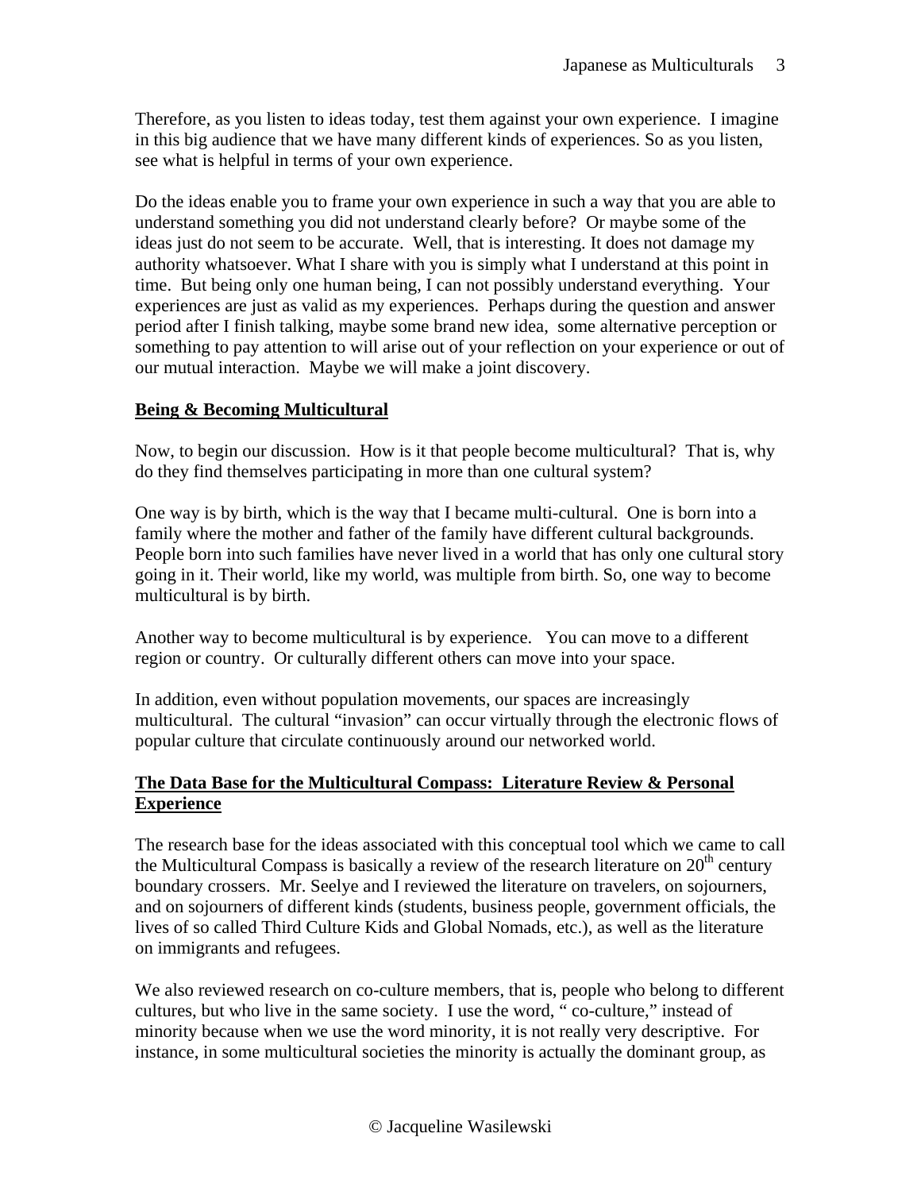Therefore, as you listen to ideas today, test them against your own experience. I imagine in this big audience that we have many different kinds of experiences. So as you listen, see what is helpful in terms of your own experience.

Do the ideas enable you to frame your own experience in such a way that you are able to understand something you did not understand clearly before? Or maybe some of the ideas just do not seem to be accurate. Well, that is interesting. It does not damage my authority whatsoever. What I share with you is simply what I understand at this point in time. But being only one human being, I can not possibly understand everything. Your experiences are just as valid as my experiences. Perhaps during the question and answer period after I finish talking, maybe some brand new idea, some alternative perception or something to pay attention to will arise out of your reflection on your experience or out of our mutual interaction. Maybe we will make a joint discovery.

## Being & Becoming Multicultural

Now, to begin our discussion. How is it that people become multicultural? That is, why do they find themselves participating in more than one cultural system?

One way is by birth, which is the way that I became multi-cultural. One is born into a family where the mother and father of the family have different cultural backgrounds. People born into such families have never lived in a world that has only one cultural story going in it. Their world, like my world, was multiple from birth. So, one way to become multicultural is by birth.

Another way to become multicultural is by experience. You can move to a different region or country. Or culturally different others can move into your space.

In addition, even without population movements, our spaces are increasingly multicultural. The cultural "invasion" can occur virtually through the electronic flows of popular culture that circulate continuously around our networked world.

## The Data Base for the Multicultural Compass: Literature Review & Personal Experience

The research base for the ideas associated with this conceptual tool which we came to call the Multicultural Compass is basically a review of the research literature on 20th century boundary crossers. Mr. Seelye and I reviewed the literature on travelers, on sojourners, and on sojourners of different kinds (students, business people, government officials, the lives of so called Third Culture Kids and Global Nomads, etc.), as well as the literature on immigrants and refugees.

We also reviewed research on co-culture members, that is, people who belong to different cultures, but who live in the same society. I use the word, " co-culture," instead of minority because when we use the word minority, it is not really very descriptive. For instance, in some multicultural societies the minority is actually the dominant group, as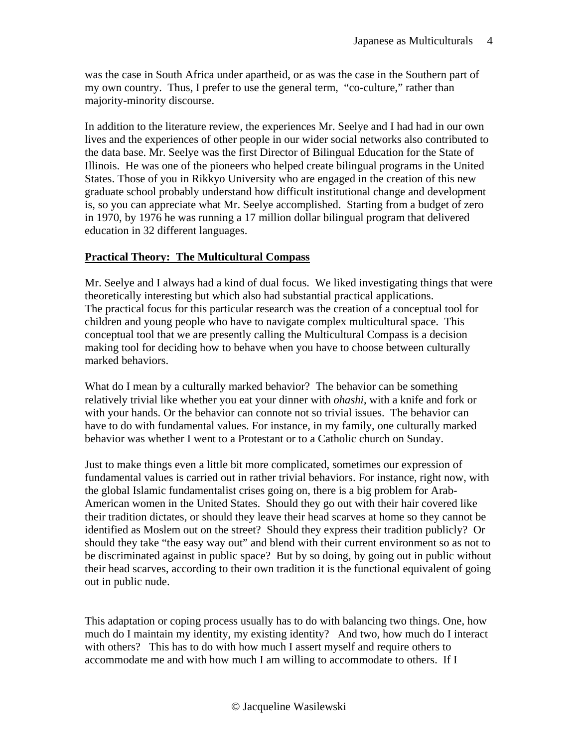was the case in South Africa under apartheid, or as was the case in the Southern part of my own country. Thus, I prefer to use the general term, "co-culture," rather than majority-minority discourse.

In addition to the literature review, the experiences Mr. Seelye and I had had in our own lives and the experiences of other people in our wider social networks also contributed to the data base. Mr. Seelye was the first Director of Bilingual Education for the State of Illinois. He was one of the pioneers who helped create bilingual programs in the United States. Those of you in Rikkyo University who are engaged in the creation of this new graduate school probably understand how difficult institutional change and development is, so you can appreciate what Mr. Seelye accomplished. Starting from a budget of zero in 1970, by 1976 he was running a 17 million dollar bilingual program that delivered education in 32 different languages.

**Practical Theory: The Multicultural Compass**

Mr. Seelye and I always had a kind of dual focus. We liked investigating things that were theoretically interesting but which also had substantial practical applications.
The practical focus for this particular research was the creation of a conceptual tool for children and young people who have to navigate complex multicultural space. This conceptual tool that we are presently calling the Multicultural Compass is a decision making tool for deciding how to behave when you have to choose between culturally marked behaviors.

What do I mean by a culturally marked behavior? The behavior can be something relatively trivial like whether you eat your dinner with *ohashi*, with a knife and fork or with your hands. Or the behavior can connote not so trivial issues. The behavior can have to do with fundamental values. For instance, in my family, one culturally marked behavior was whether I went to a Protestant or to a Catholic church on Sunday.

Just to make things even a little bit more complicated, sometimes our expression of fundamental values is carried out in rather trivial behaviors. For instance, right now, with the global Islamic fundamentalist crises going on, there is a big problem for Arab-American women in the United States. Should they go out with their hair covered like their tradition dictates, or should they leave their head scarves at home so they cannot be identified as Moslem out on the street? Should they express their tradition publicly? Or should they take "the easy way out" and blend with their current environment so as not to be discriminated against in public space? But by so doing, by going out in public without their head scarves, according to their own tradition it is the functional equivalent of going out in public nude.

This adaptation or coping process usually has to do with balancing two things. One, how much do I maintain my identity, my existing identity? And two, how much do I interact with others? This has to do with how much I assert myself and require others to accommodate me and with how much I am willing to accommodate to others. If I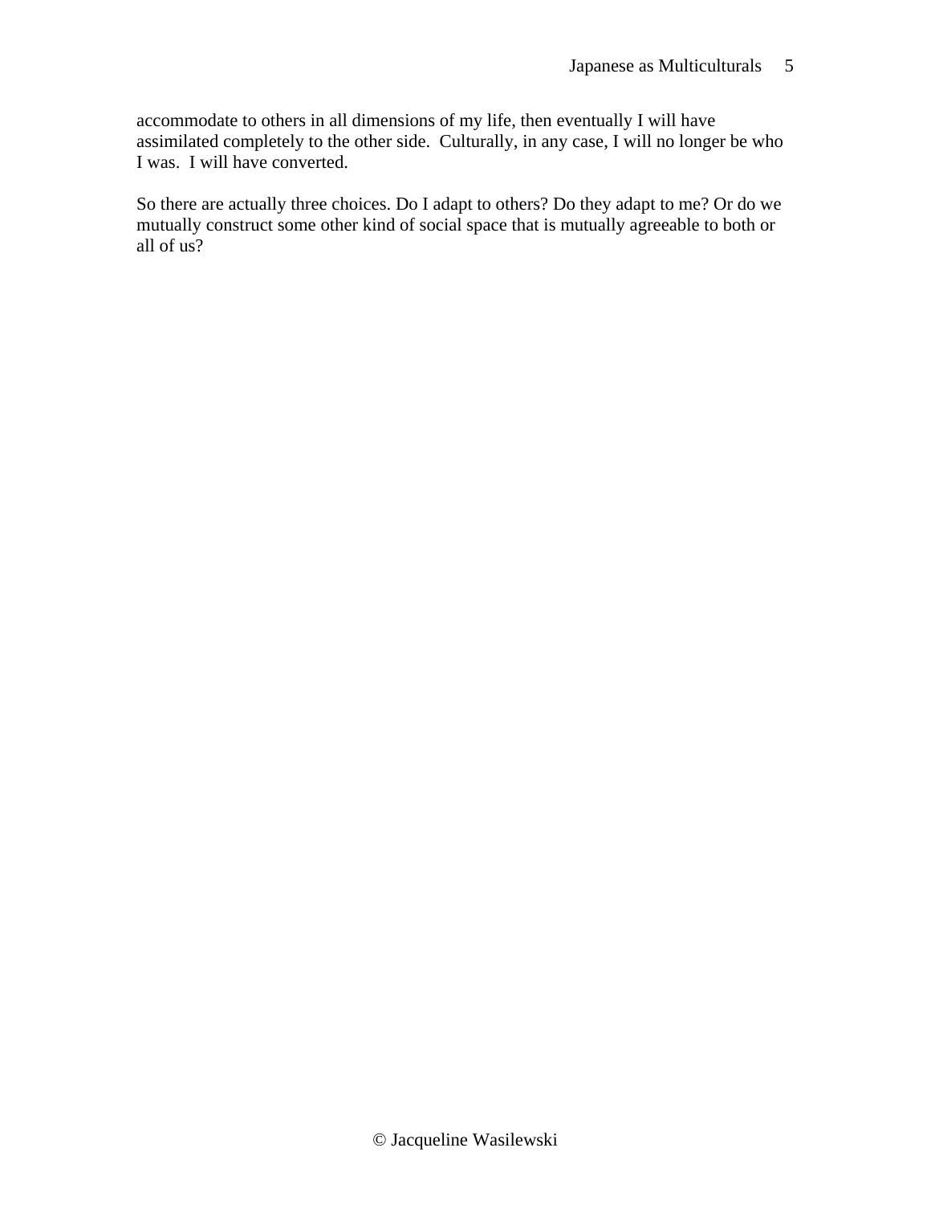accommodate to others in all dimensions of my life, then eventually I will have assimilated completely to the other side. Culturally, in any case, I will no longer be who I was. I will have converted.

So there are actually three choices. Do I adapt to others? Do they adapt to me? Or do we mutually construct some other kind of social space that is mutually agreeable to both or all of us?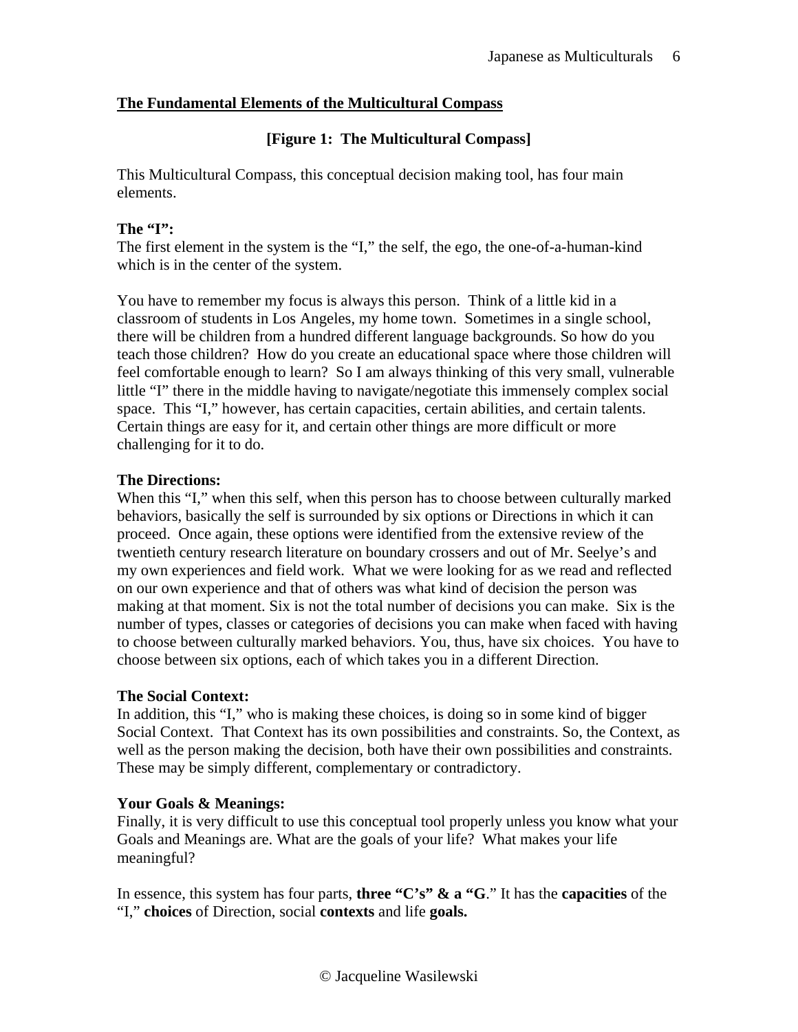## The Fundamental Elements of the Multicultural Compass

**[Figure 1: The Multicultural Compass]**

This Multicultural Compass, this conceptual decision making tool, has four main elements.

**The "I":**
The first element in the system is the "I," the self, the ego, the one-of-a-human-kind which is in the center of the system.

You have to remember my focus is always this person. Think of a little kid in a classroom of students in Los Angeles, my home town. Sometimes in a single school, there will be children from a hundred different language backgrounds. So how do you teach those children? How do you create an educational space where those children will feel comfortable enough to learn? So I am always thinking of this very small, vulnerable little "I" there in the middle having to navigate/negotiate this immensely complex social space. This "I," however, has certain capacities, certain abilities, and certain talents. Certain things are easy for it, and certain other things are more difficult or more challenging for it to do.

**The Directions:**
When this "I," when this self, when this person has to choose between culturally marked behaviors, basically the self is surrounded by six options or Directions in which it can proceed. Once again, these options were identified from the extensive review of the twentieth century research literature on boundary crossers and out of Mr. Seelye's and my own experiences and field work. What we were looking for as we read and reflected on our own experience and that of others was what kind of decision the person was making at that moment. Six is not the total number of decisions you can make. Six is the number of types, classes or categories of decisions you can make when faced with having to choose between culturally marked behaviors. You, thus, have six choices. You have to choose between six options, each of which takes you in a different Direction.

**The Social Context:**
In addition, this "I," who is making these choices, is doing so in some kind of bigger Social Context. That Context has its own possibilities and constraints. So, the Context, as well as the person making the decision, both have their own possibilities and constraints. These may be simply different, complementary or contradictory.

**Your Goals & Meanings:**
Finally, it is very difficult to use this conceptual tool properly unless you know what your Goals and Meanings are. What are the goals of your life? What makes your life meaningful?

In essence, this system has four parts, **three "C's" & a "G**." It has the **capacities** of the "I," **choices** of Direction, social **contexts** and life **goals.**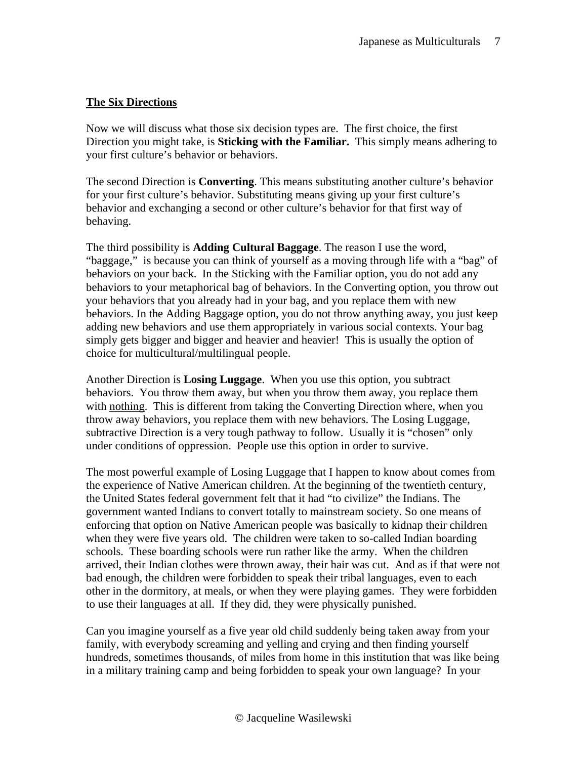**The Six Directions**

Now we will discuss what those six decision types are. The first choice, the first Direction you might take, is **Sticking with the Familiar.** This simply means adhering to your first culture's behavior or behaviors.

The second Direction is **Converting**. This means substituting another culture's behavior for your first culture's behavior. Substituting means giving up your first culture's behavior and exchanging a second or other culture's behavior for that first way of behaving.

The third possibility is **Adding Cultural Baggage**. The reason I use the word, "baggage," is because you can think of yourself as a moving through life with a "bag" of behaviors on your back. In the Sticking with the Familiar option, you do not add any behaviors to your metaphorical bag of behaviors. In the Converting option, you throw out your behaviors that you already had in your bag, and you replace them with new behaviors. In the Adding Baggage option, you do not throw anything away, you just keep adding new behaviors and use them appropriately in various social contexts. Your bag simply gets bigger and bigger and heavier and heavier! This is usually the option of choice for multicultural/multilingual people.

Another Direction is **Losing Luggage**. When you use this option, you subtract behaviors. You throw them away, but when you throw them away, you replace them with <u>nothing</u>. This is different from taking the Converting Direction where, when you throw away behaviors, you replace them with new behaviors. The Losing Luggage, subtractive Direction is a very tough pathway to follow. Usually it is "chosen" only under conditions of oppression. People use this option in order to survive.

The most powerful example of Losing Luggage that I happen to know about comes from the experience of Native American children. At the beginning of the twentieth century, the United States federal government felt that it had "to civilize" the Indians. The government wanted Indians to convert totally to mainstream society. So one means of enforcing that option on Native American people was basically to kidnap their children when they were five years old. The children were taken to so-called Indian boarding schools. These boarding schools were run rather like the army. When the children arrived, their Indian clothes were thrown away, their hair was cut. And as if that were not bad enough, the children were forbidden to speak their tribal languages, even to each other in the dormitory, at meals, or when they were playing games. They were forbidden to use their languages at all. If they did, they were physically punished.

Can you imagine yourself as a five year old child suddenly being taken away from your family, with everybody screaming and yelling and crying and then finding yourself hundreds, sometimes thousands, of miles from home in this institution that was like being in a military training camp and being forbidden to speak your own language? In your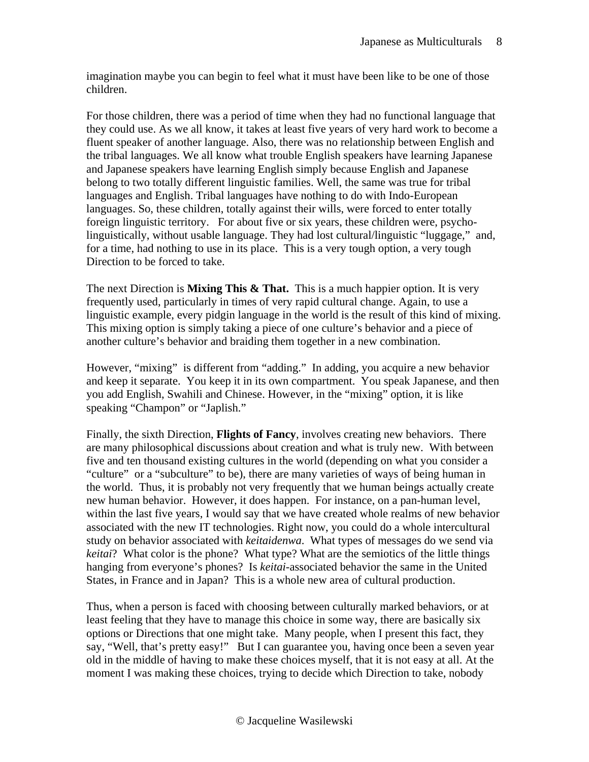imagination maybe you can begin to feel what it must have been like to be one of those children.

For those children, there was a period of time when they had no functional language that they could use. As we all know, it takes at least five years of very hard work to become a fluent speaker of another language. Also, there was no relationship between English and the tribal languages. We all know what trouble English speakers have learning Japanese and Japanese speakers have learning English simply because English and Japanese belong to two totally different linguistic families. Well, the same was true for tribal languages and English. Tribal languages have nothing to do with Indo-European languages. So, these children, totally against their wills, were forced to enter totally foreign linguistic territory. For about five or six years, these children were, psycho-linguistically, without usable language. They had lost cultural/linguistic "luggage," and, for a time, had nothing to use in its place. This is a very tough option, a very tough Direction to be forced to take.

The next Direction is **Mixing This & That.** This is a much happier option. It is very frequently used, particularly in times of very rapid cultural change. Again, to use a linguistic example, every pidgin language in the world is the result of this kind of mixing. This mixing option is simply taking a piece of one culture's behavior and a piece of another culture's behavior and braiding them together in a new combination.

However, "mixing" is different from "adding." In adding, you acquire a new behavior and keep it separate. You keep it in its own compartment. You speak Japanese, and then you add English, Swahili and Chinese. However, in the "mixing" option, it is like speaking "Champon" or "Japlish."

Finally, the sixth Direction, **Flights of Fancy**, involves creating new behaviors. There are many philosophical discussions about creation and what is truly new. With between five and ten thousand existing cultures in the world (depending on what you consider a "culture" or a "subculture" to be), there are many varieties of ways of being human in the world. Thus, it is probably not very frequently that we human beings actually create new human behavior. However, it does happen. For instance, on a pan-human level, within the last five years, I would say that we have created whole realms of new behavior associated with the new IT technologies. Right now, you could do a whole intercultural study on behavior associated with *keitaidenwa*. What types of messages do we send via *keitai*? What color is the phone? What type? What are the semiotics of the little things hanging from everyone's phones? Is *keitai*-associated behavior the same in the United States, in France and in Japan? This is a whole new area of cultural production.

Thus, when a person is faced with choosing between culturally marked behaviors, or at least feeling that they have to manage this choice in some way, there are basically six options or Directions that one might take. Many people, when I present this fact, they say, "Well, that's pretty easy!" But I can guarantee you, having once been a seven year old in the middle of having to make these choices myself, that it is not easy at all. At the moment I was making these choices, trying to decide which Direction to take, nobody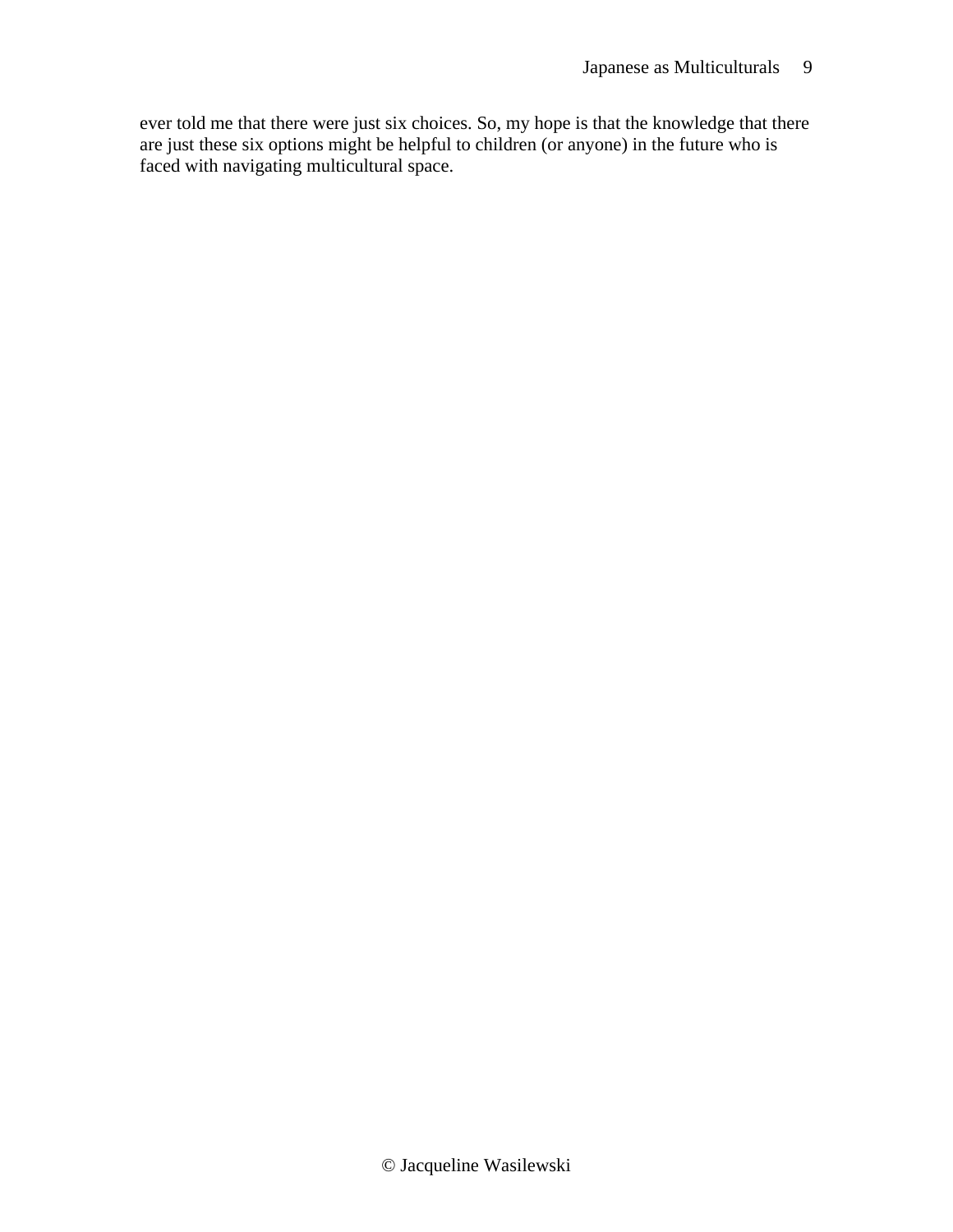ever told me that there were just six choices. So, my hope is that the knowledge that there are just these six options might be helpful to children (or anyone) in the future who is faced with navigating multicultural space.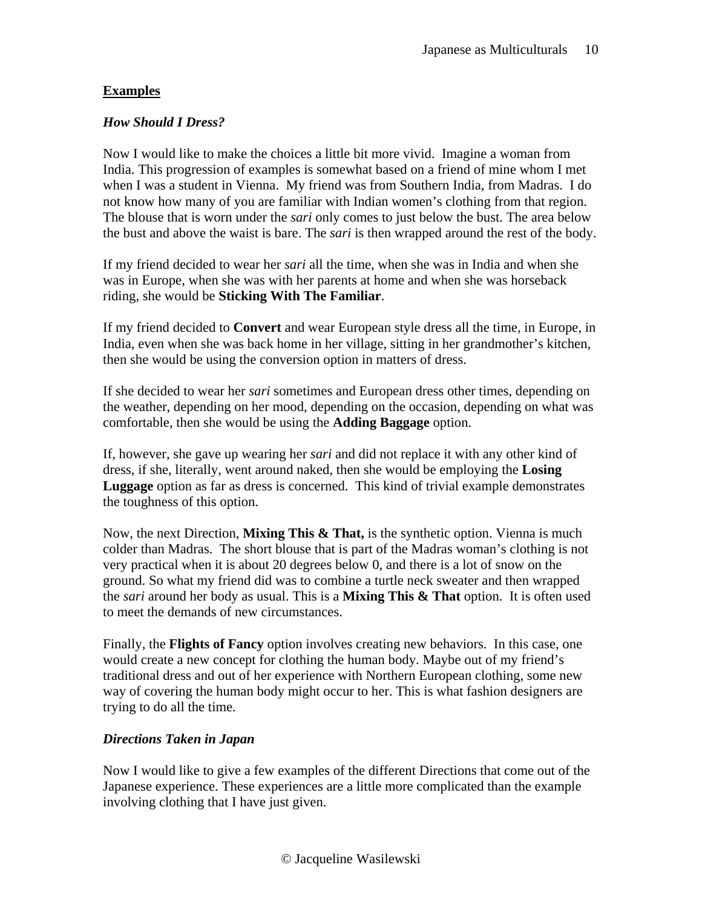## Examples

### *How Should I Dress?*

Now I would like to make the choices a little bit more vivid. Imagine a woman from India. This progression of examples is somewhat based on a friend of mine whom I met when I was a student in Vienna. My friend was from Southern India, from Madras. I do not know how many of you are familiar with Indian women's clothing from that region. The blouse that is worn under the *sari* only comes to just below the bust. The area below the bust and above the waist is bare. The *sari* is then wrapped around the rest of the body.

If my friend decided to wear her *sari* all the time, when she was in India and when she was in Europe, when she was with her parents at home and when she was horseback riding, she would be **Sticking With The Familiar**.

If my friend decided to **Convert** and wear European style dress all the time, in Europe, in India, even when she was back home in her village, sitting in her grandmother's kitchen, then she would be using the conversion option in matters of dress.

If she decided to wear her *sari* sometimes and European dress other times, depending on the weather, depending on her mood, depending on the occasion, depending on what was comfortable, then she would be using the **Adding Baggage** option.

If, however, she gave up wearing her *sari* and did not replace it with any other kind of dress, if she, literally, went around naked, then she would be employing the **Losing Luggage** option as far as dress is concerned. This kind of trivial example demonstrates the toughness of this option.

Now, the next Direction, **Mixing This & That,** is the synthetic option. Vienna is much colder than Madras. The short blouse that is part of the Madras woman's clothing is not very practical when it is about 20 degrees below 0, and there is a lot of snow on the ground. So what my friend did was to combine a turtle neck sweater and then wrapped the *sari* around her body as usual. This is a **Mixing This & That** option. It is often used to meet the demands of new circumstances.

Finally, the **Flights of Fancy** option involves creating new behaviors. In this case, one would create a new concept for clothing the human body. Maybe out of my friend's traditional dress and out of her experience with Northern European clothing, some new way of covering the human body might occur to her. This is what fashion designers are trying to do all the time.

### *Directions Taken in Japan*

Now I would like to give a few examples of the different Directions that come out of the Japanese experience. These experiences are a little more complicated than the example involving clothing that I have just given.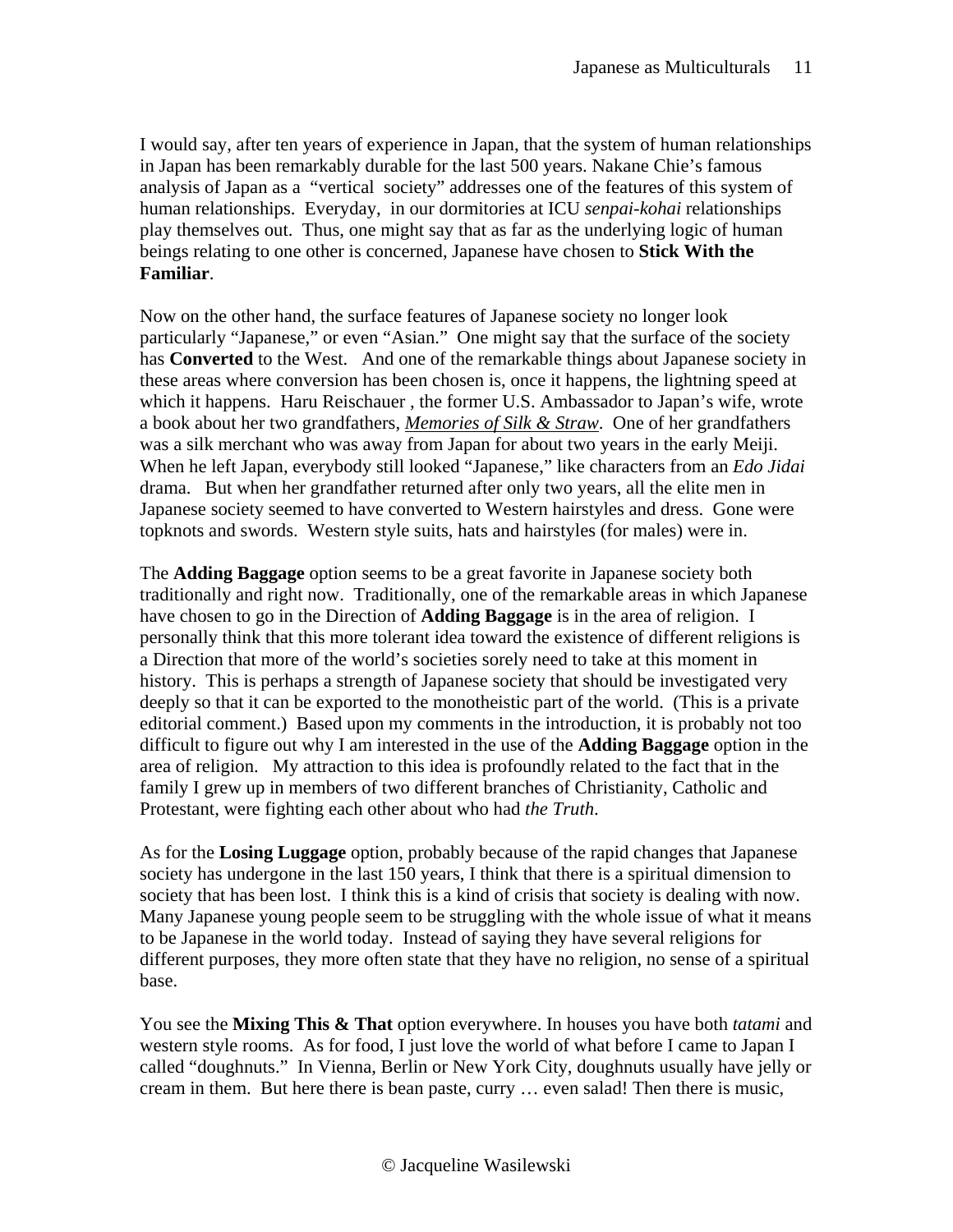I would say, after ten years of experience in Japan, that the system of human relationships in Japan has been remarkably durable for the last 500 years. Nakane Chie's famous analysis of Japan as a "vertical society" addresses one of the features of this system of human relationships. Everyday, in our dormitories at ICU *senpai-kohai* relationships play themselves out. Thus, one might say that as far as the underlying logic of human beings relating to one other is concerned, Japanese have chosen to **Stick With the Familiar**.

Now on the other hand, the surface features of Japanese society no longer look particularly "Japanese," or even "Asian." One might say that the surface of the society has **Converted** to the West. And one of the remarkable things about Japanese society in these areas where conversion has been chosen is, once it happens, the lightning speed at which it happens. Haru Reischauer , the former U.S. Ambassador to Japan's wife, wrote a book about her two grandfathers, ***Memories of Silk & Straw***. One of her grandfathers was a silk merchant who was away from Japan for about two years in the early Meiji. When he left Japan, everybody still looked "Japanese," like characters from an *Edo Jidai* drama. But when her grandfather returned after only two years, all the elite men in Japanese society seemed to have converted to Western hairstyles and dress. Gone were topknots and swords. Western style suits, hats and hairstyles (for males) were in.

The **Adding Baggage** option seems to be a great favorite in Japanese society both traditionally and right now. Traditionally, one of the remarkable areas in which Japanese have chosen to go in the Direction of **Adding Baggage** is in the area of religion. I personally think that this more tolerant idea toward the existence of different religions is a Direction that more of the world's societies sorely need to take at this moment in history. This is perhaps a strength of Japanese society that should be investigated very deeply so that it can be exported to the monotheistic part of the world. (This is a private editorial comment.) Based upon my comments in the introduction, it is probably not too difficult to figure out why I am interested in the use of the **Adding Baggage** option in the area of religion. My attraction to this idea is profoundly related to the fact that in the family I grew up in members of two different branches of Christianity, Catholic and Protestant, were fighting each other about who had *the Truth*.

As for the **Losing Luggage** option, probably because of the rapid changes that Japanese society has undergone in the last 150 years, I think that there is a spiritual dimension to society that has been lost. I think this is a kind of crisis that society is dealing with now. Many Japanese young people seem to be struggling with the whole issue of what it means to be Japanese in the world today. Instead of saying they have several religions for different purposes, they more often state that they have no religion, no sense of a spiritual base.

You see the **Mixing This & That** option everywhere. In houses you have both *tatami* and western style rooms. As for food, I just love the world of what before I came to Japan I called "doughnuts." In Vienna, Berlin or New York City, doughnuts usually have jelly or cream in them. But here there is bean paste, curry … even salad! Then there is music,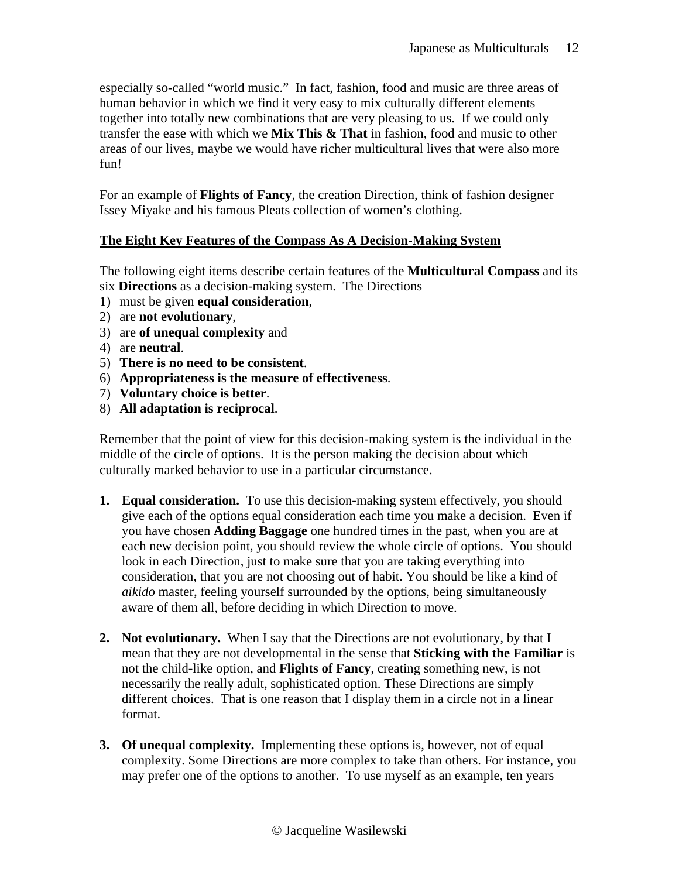especially so-called "world music." In fact, fashion, food and music are three areas of human behavior in which we find it very easy to mix culturally different elements together into totally new combinations that are very pleasing to us. If we could only transfer the ease with which we **Mix This & That** in fashion, food and music to other areas of our lives, maybe we would have richer multicultural lives that were also more fun!

For an example of **Flights of Fancy**, the creation Direction, think of fashion designer Issey Miyake and his famous Pleats collection of women's clothing.

## The Eight Key Features of the Compass As A Decision-Making System

The following eight items describe certain features of the **Multicultural Compass** and its six **Directions** as a decision-making system. The Directions

1) must be given **equal consideration**,
2) are **not evolutionary**,
3) are **of unequal complexity** and
4) are **neutral**.
5) **There is no need to be consistent**.
6) **Appropriateness is the measure of effectiveness**.
7) **Voluntary choice is better**.
8) **All adaptation is reciprocal**.

Remember that the point of view for this decision-making system is the individual in the middle of the circle of options. It is the person making the decision about which culturally marked behavior to use in a particular circumstance.

1. **Equal consideration.** To use this decision-making system effectively, you should give each of the options equal consideration each time you make a decision. Even if you have chosen **Adding Baggage** one hundred times in the past, when you are at each new decision point, you should review the whole circle of options. You should look in each Direction, just to make sure that you are taking everything into consideration, that you are not choosing out of habit. You should be like a kind of *aikido* master, feeling yourself surrounded by the options, being simultaneously aware of them all, before deciding in which Direction to move.

2. **Not evolutionary.** When I say that the Directions are not evolutionary, by that I mean that they are not developmental in the sense that **Sticking with the Familiar** is not the child-like option, and **Flights of Fancy**, creating something new, is not necessarily the really adult, sophisticated option. These Directions are simply different choices. That is one reason that I display them in a circle not in a linear format.

3. **Of unequal complexity.** Implementing these options is, however, not of equal complexity. Some Directions are more complex to take than others. For instance, you may prefer one of the options to another. To use myself as an example, ten years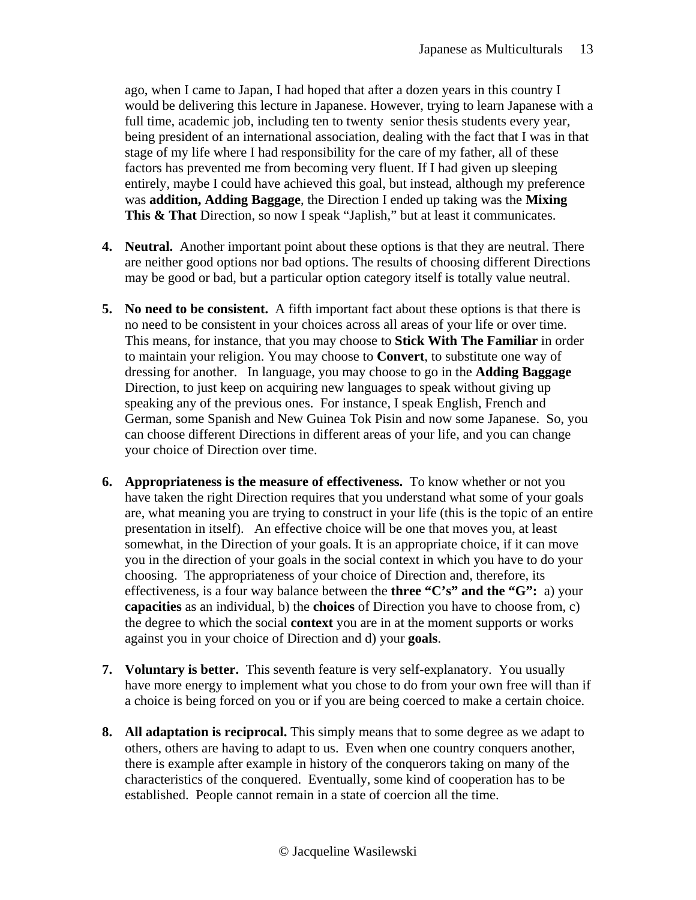ago, when I came to Japan, I had hoped that after a dozen years in this country I would be delivering this lecture in Japanese. However, trying to learn Japanese with a full time, academic job, including ten to twenty senior thesis students every year, being president of an international association, dealing with the fact that I was in that stage of my life where I had responsibility for the care of my father, all of these factors has prevented me from becoming very fluent. If I had given up sleeping entirely, maybe I could have achieved this goal, but instead, although my preference was **addition, Adding Baggage**, the Direction I ended up taking was the **Mixing This & That** Direction, so now I speak "Japlish," but at least it communicates.

4. **Neutral.** Another important point about these options is that they are neutral. There are neither good options nor bad options. The results of choosing different Directions may be good or bad, but a particular option category itself is totally value neutral.

5. **No need to be consistent.** A fifth important fact about these options is that there is no need to be consistent in your choices across all areas of your life or over time. This means, for instance, that you may choose to **Stick With The Familiar** in order to maintain your religion. You may choose to **Convert**, to substitute one way of dressing for another. In language, you may choose to go in the **Adding Baggage** Direction, to just keep on acquiring new languages to speak without giving up speaking any of the previous ones. For instance, I speak English, French and German, some Spanish and New Guinea Tok Pisin and now some Japanese. So, you can choose different Directions in different areas of your life, and you can change your choice of Direction over time.

6. **Appropriateness is the measure of effectiveness.** To know whether or not you have taken the right Direction requires that you understand what some of your goals are, what meaning you are trying to construct in your life (this is the topic of an entire presentation in itself). An effective choice will be one that moves you, at least somewhat, in the Direction of your goals. It is an appropriate choice, if it can move you in the direction of your goals in the social context in which you have to do your choosing. The appropriateness of your choice of Direction and, therefore, its effectiveness, is a four way balance between the **three "C's" and the "G":** a) your **capacities** as an individual, b) the **choices** of Direction you have to choose from, c) the degree to which the social **context** you are in at the moment supports or works against you in your choice of Direction and d) your **goals**.

7. **Voluntary is better.** This seventh feature is very self-explanatory. You usually have more energy to implement what you chose to do from your own free will than if a choice is being forced on you or if you are being coerced to make a certain choice.

8. **All adaptation is reciprocal.** This simply means that to some degree as we adapt to others, others are having to adapt to us. Even when one country conquers another, there is example after example in history of the conquerors taking on many of the characteristics of the conquered. Eventually, some kind of cooperation has to be established. People cannot remain in a state of coercion all the time.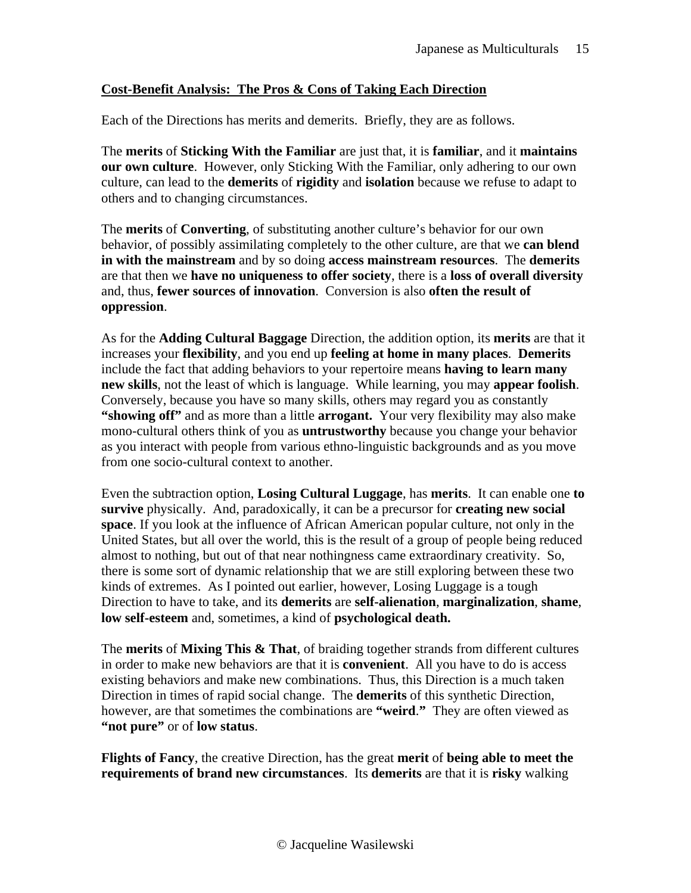**<u>Cost-Benefit Analysis: The Pros & Cons of Taking Each Direction</u>**

Each of the Directions has merits and demerits. Briefly, they are as follows.

The **merits** of **Sticking With the Familiar** are just that, it is **familiar**, and it **maintains our own culture**. However, only Sticking With the Familiar, only adhering to our own culture, can lead to the **demerits** of **rigidity** and **isolation** because we refuse to adapt to others and to changing circumstances.

The **merits** of **Converting**, of substituting another culture's behavior for our own behavior, of possibly assimilating completely to the other culture, are that we **can blend in with the mainstream** and by so doing **access mainstream resources**. The **demerits** are that then we **have no uniqueness to offer society**, there is a **loss of overall diversity** and, thus, **fewer sources of innovation**. Conversion is also **often the result of oppression**.

As for the **Adding Cultural Baggage** Direction, the addition option, its **merits** are that it increases your **flexibility**, and you end up **feeling at home in many places**. **Demerits** include the fact that adding behaviors to your repertoire means **having to learn many new skills**, not the least of which is language. While learning, you may **appear foolish**. Conversely, because you have so many skills, others may regard you as constantly **"showing off"** and as more than a little **arrogant.** Your very flexibility may also make mono-cultural others think of you as **untrustworthy** because you change your behavior as you interact with people from various ethno-linguistic backgrounds and as you move from one socio-cultural context to another.

Even the subtraction option, **Losing Cultural Luggage**, has **merits**. It can enable one **to survive** physically. And, paradoxically, it can be a precursor for **creating new social space**. If you look at the influence of African American popular culture, not only in the United States, but all over the world, this is the result of a group of people being reduced almost to nothing, but out of that near nothingness came extraordinary creativity. So, there is some sort of dynamic relationship that we are still exploring between these two kinds of extremes. As I pointed out earlier, however, Losing Luggage is a tough Direction to have to take, and its **demerits** are **self-alienation**, **marginalization**, **shame**, **low self-esteem** and, sometimes, a kind of **psychological death.**

The **merits** of **Mixing This & That**, of braiding together strands from different cultures in order to make new behaviors are that it is **convenient**. All you have to do is access existing behaviors and make new combinations. Thus, this Direction is a much taken Direction in times of rapid social change. The **demerits** of this synthetic Direction, however, are that sometimes the combinations are **"weird."** They are often viewed as **"not pure"** or of **low status**.

**Flights of Fancy**, the creative Direction, has the great **merit** of **being able to meet the requirements of brand new circumstances**. Its **demerits** are that it is **risky** walking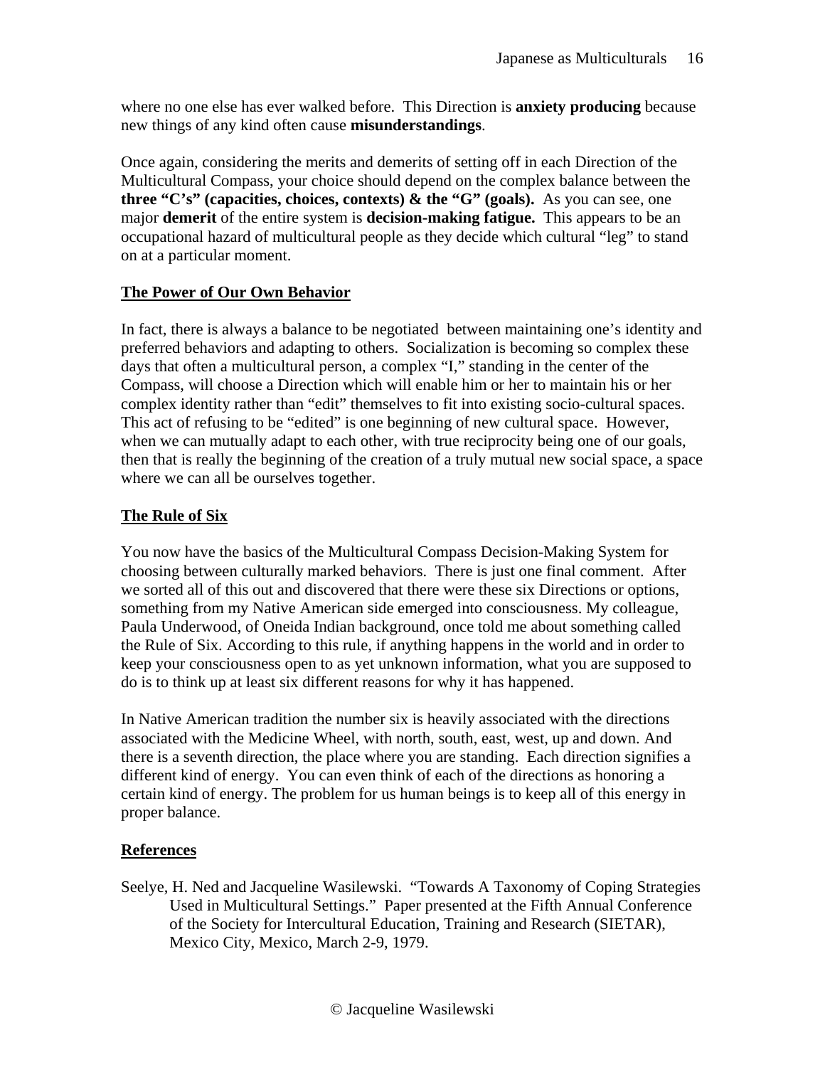where no one else has ever walked before. This Direction is **anxiety producing** because new things of any kind often cause **misunderstandings**.

Once again, considering the merits and demerits of setting off in each Direction of the Multicultural Compass, your choice should depend on the complex balance between the **three "C's" (capacities, choices, contexts) & the "G" (goals).** As you can see, one major **demerit** of the entire system is **decision-making fatigue.** This appears to be an occupational hazard of multicultural people as they decide which cultural "leg" to stand on at a particular moment.

## The Power of Our Own Behavior

In fact, there is always a balance to be negotiated between maintaining one's identity and preferred behaviors and adapting to others. Socialization is becoming so complex these days that often a multicultural person, a complex "I," standing in the center of the Compass, will choose a Direction which will enable him or her to maintain his or her complex identity rather than "edit" themselves to fit into existing socio-cultural spaces. This act of refusing to be "edited" is one beginning of new cultural space. However, when we can mutually adapt to each other, with true reciprocity being one of our goals, then that is really the beginning of the creation of a truly mutual new social space, a space where we can all be ourselves together.

## The Rule of Six

You now have the basics of the Multicultural Compass Decision-Making System for choosing between culturally marked behaviors. There is just one final comment. After we sorted all of this out and discovered that there were these six Directions or options, something from my Native American side emerged into consciousness. My colleague, Paula Underwood, of Oneida Indian background, once told me about something called the Rule of Six. According to this rule, if anything happens in the world and in order to keep your consciousness open to as yet unknown information, what you are supposed to do is to think up at least six different reasons for why it has happened.

In Native American tradition the number six is heavily associated with the directions associated with the Medicine Wheel, with north, south, east, west, up and down. And there is a seventh direction, the place where you are standing. Each direction signifies a different kind of energy. You can even think of each of the directions as honoring a certain kind of energy. The problem for us human beings is to keep all of this energy in proper balance.

## References

Seelye, H. Ned and Jacqueline Wasilewski. "Towards A Taxonomy of Coping Strategies Used in Multicultural Settings." Paper presented at the Fifth Annual Conference of the Society for Intercultural Education, Training and Research (SIETAR), Mexico City, Mexico, March 2-9, 1979.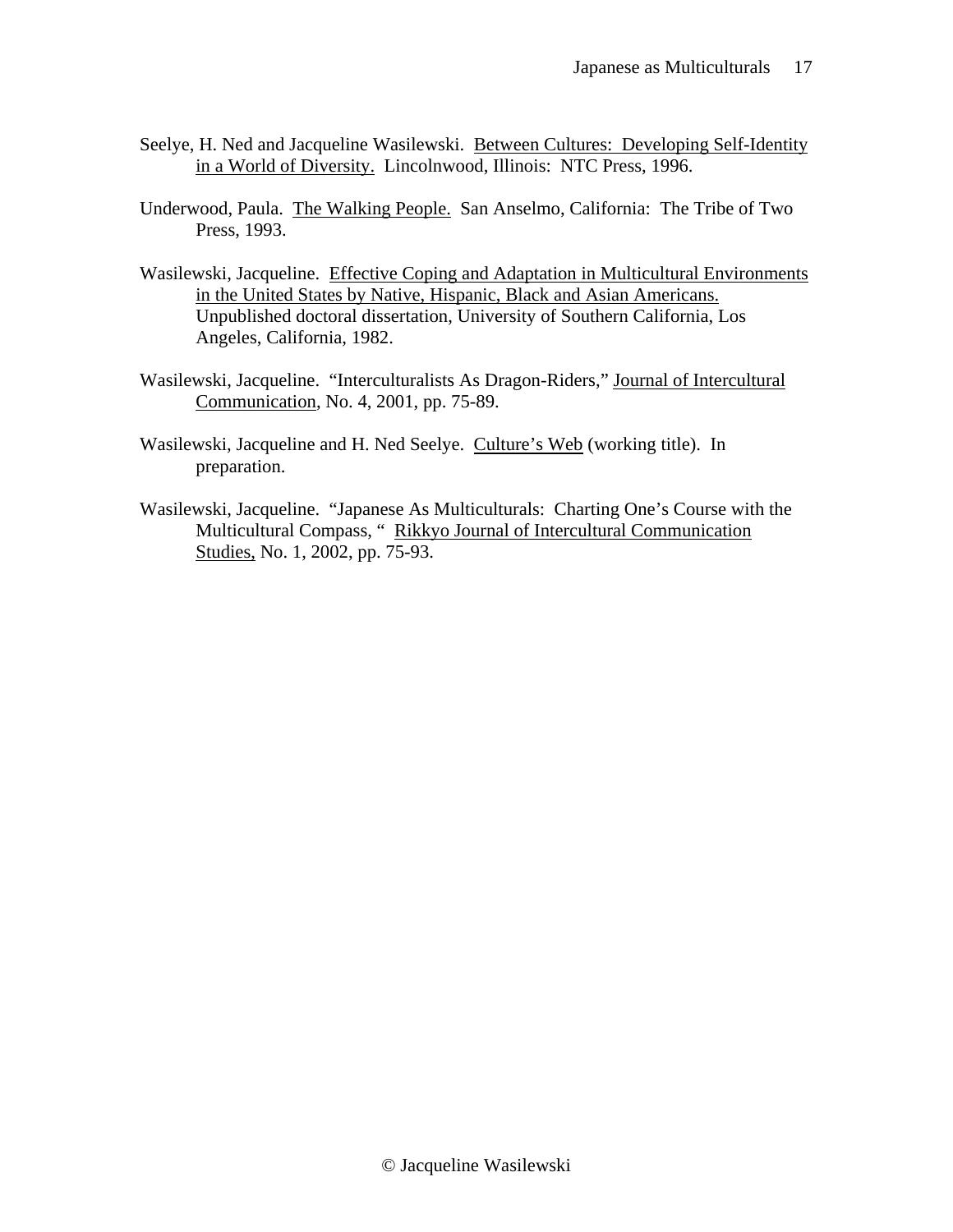Seelye, H. Ned and Jacqueline Wasilewski. Between Cultures: Developing Self-Identity in a World of Diversity. Lincolnwood, Illinois: NTC Press, 1996.

Underwood, Paula. The Walking People. San Anselmo, California: The Tribe of Two Press, 1993.

Wasilewski, Jacqueline. Effective Coping and Adaptation in Multicultural Environments in the United States by Native, Hispanic, Black and Asian Americans. Unpublished doctoral dissertation, University of Southern California, Los Angeles, California, 1982.

Wasilewski, Jacqueline. "Interculturalists As Dragon-Riders," Journal of Intercultural Communication, No. 4, 2001, pp. 75-89.

Wasilewski, Jacqueline and H. Ned Seelye. Culture's Web (working title). In preparation.

Wasilewski, Jacqueline. "Japanese As Multiculturals: Charting One's Course with the Multicultural Compass, " Rikkyo Journal of Intercultural Communication Studies, No. 1, 2002, pp. 75-93.

© Jacqueline Wasilewski